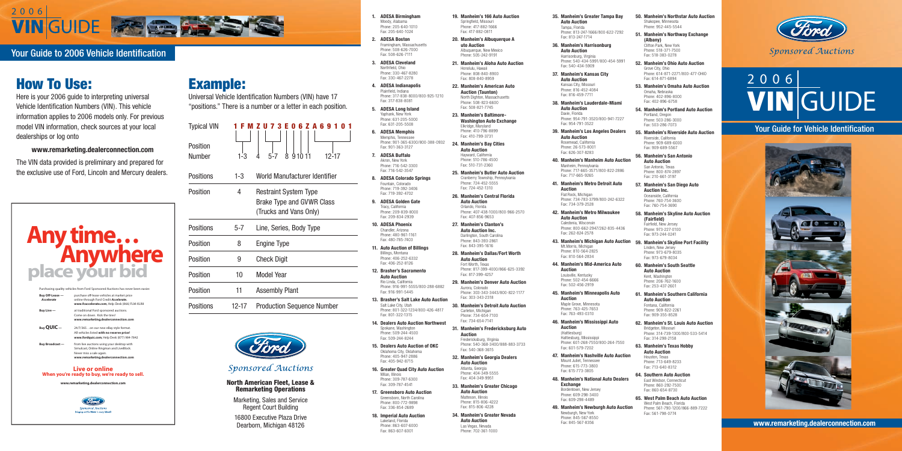# 2006 VIN GUIDE

## Your Guide to 2006 Vehicle Identification

## How To Use:

Here is your 2006 guide to interpreting universal Vehicle Identification Numbers (VIN). This vehicle information applies to 2006 models only. For previous model VIN information, check sources at your local dealerships or log onto

**www.remarketing.dealerconnection.com**

The VIN data provided is preliminary and prepared for the exclusive use of Ford, Lincoln and Mercury dealers.

# Any time... Anywhere place your bid

Purchasing quality vehicles from Ford Sponsored Auctions has never been easier.

| | |
|---|---|
| **Buy Off-Lease — Accelerate** | purchase off-lease vehicles at market price online through Ford Credit **Accelerate. www.fcaccelerate.com**, Help Desk (866) FLM-XLR8 |
| **Buy Live —** | at traditional Ford sponsored auctions. Come on down. Kick the tires! **www.remarketing.dealerconnection.com** |
| **Buy QUIC —** | 24/7/365... on our new eBay style format. All vehicles listed **with no reserve price! www.fordquic.com**, Help Desk (877) 984-7842 |
| **Buy Broadcast —** | from live auctions using your desktop with Simulcast, Online Ringman and LiveBlock. Never miss a sale again. **www.remarketing.dealerconnection.com** |

**Live or online**
**When you're ready to buy, we're ready to sell.**

**www.remarketing.dealerconnection.com**

Sponsored Auctions

## Example:

Universal Vehicle Identification Numbers (VIN) have 17 "positions." There is a number or a letter in each position.

| Typical VIN | 1 F M Z U 7 3 E 0 6 Z A 6 9 1 0 1 |
|---|---|
| Position Number | 1-3 / 4 / 5-7 / 8 / 9 / 10 / 11 / 12-17 |

| | | |
|---|---|---|
| Positions | 1-3 | World Manufacturer Identifier |
| Position | 4 | Restraint System Type Brake Type and GVWR Class (Trucks and Vans Only) |
| Positions | 5-7 | Line, Series, Body Type |
| Position | 8 | Engine Type |
| Position | 9 | Check Digit |
| Position | 10 | Model Year |
| Position | 11 | Assembly Plant |
| Positions | 12-17 | Production Sequence Number |

Ford
*Sponsored Auctions*

**North American Fleet, Lease & Remarketing Operations**

Marketing, Sales and Service
Regent Court Building

16800 Executive Plaza Drive
Dearborn, Michigan 48126

1. **ADESA Birmingham**
Moody, Alabama
Phone: 205-640-1010
Fax: 205-640-1024

2. **ADESA Boston**
Framingham, Massachusetts
Phone: 508-626-7000
Fax: 508-626-7111

3. **ADESA Cleveland**
Northfield, Ohio
Phone: 330-467-8280
Fax: 330-467-2278

4. **ADESA Indianapolis**
Plainfield, Indiana
Phone: 317-838-8000/800-925-1210
Fax: 317-838-8081

5. **ADESA Long Island**
Yaphank, New York
Phone: 631-205-5000
Fax: 631-205-5508

6. **ADESA Memphis**
Memphis, Tennessee
Phone: 901-365-6300/800-388-0932
Fax: 901-363-3127

7. **ADESA Buffalo**
Akron, New York
Phone: 716-542-3300
Fax: 716-542-3547

8. **ADESA Colorado Springs**
Fountain, Colorado
Phone: 719-392-3406
Fax: 719-392-4702

9. **ADESA Golden Gate**
Tracy, California
Phone: 209-839-8000
Fax: 209-834-2939

10. **ADESA Phoenix**
Chandler, Arizona
Phone: 480-961-1161
Fax: 480-785-7403

11. **Auto Auction of Billings**
Billings, Montana
Phone: 406-252-6332
Fax: 406-252-8126

12. **Brasher's Sacramento Auto Auction**
Rio Linda, California
Phone: 916-991-5555/800-288-6882
Fax: 916-991-5445

13. **Brasher's Salt Lake Auto Auction**
Salt Lake City, Utah
Phone: 801-322-1234/800-426-4817
Fax: 801-322-1315

14. **Dealers Auto Auction Northwest**
Spokane, Washington
Phone: 509-244-4500
Fax: 509-244-8244

15. **Dealers Auto Auction of OKC**
Oklahoma City, Oklahoma
Phone: 405-947-2886
Fax: 405-942-8715

16. **Greater Quad City Auto Auction**
Milan, Illinois
Phone: 309-787-6300
Fax: 309-787-4541

17. **Greensboro Auto Auction**
Greensboro, North Carolina
Phone: 800-772-9898
Fax: 336-854-2689

18. **Imperial Auto Auction**
Lakeland, Florida
Phone: 863-607-6000
Fax: 863-607-6001

19. **Manheim's 166 Auto Auction**
Springfield, Missouri
Phone: 417-882-1666
Fax: 417-882-0811

20. **Manheim's Albuquerque Auto Auction**
Albuquerque, New Mexico
Phone: 505-242-9191

21. **Manheim's Aloha Auto Auction**
Honolulu, Hawaii
Phone: 808-840-8900
Fax: 808-840-8959

22. **Manheim's American Auto Auction (Taunton)**
North Dighton, Massachusetts
Phone: 508-823-6600
Fax: 508-821-7745

23. **Manheim's Baltimore-Washington Auto Exchange**
Elkridge, Maryland
Phone: 410-796-8899
Fax: 410-799-3731

24. **Manheim's Bay Cities Auto Auction**
Hayward, California
Phone: 510-786-4500
Fax: 510-731-2360

25. **Manheim's Butler Auto Auction**
Cranberry Township, Pennsylvania
Phone: 724-452-5555
Fax: 724-452-1310

26. **Manheim's Central Florida Auto Auction**
Orlando, Florida
Phone: 407-438-1000/800-966-2570
Fax: 407-856-9653

27. **Manheim's Clanton's Auto Auction Inc.**
Darlington, South Carolina
Phone: 843-393-2861
Fax: 843-395-1616

28. **Manheim's Dallas/Fort Worth Auto Auction**
Fort Worth, Texas
Phone: 817-399-4000/866-625-3392
Fax: 817-399-4257

29. **Manheim's Denver Auto Auction**
Aurora, Colorado
Phone: 303-343-3443/800-822-1177
Fax: 303-343-2318

30. **Manheim's Detroit Auto Auction**
Carleton, Michigan
Phone: 734-654-7100
Fax: 734-654-7141

31. **Manheim's Fredericksburg Auto Auction**
Fredericksburg, Virginia
Phone: 540-368-3400/888-883-3733
Fax: 540-368-3615

32. **Manheim's Georgia Dealers Auto Auction**
Atlanta, Georgia
Phone: 404-349-5555
Fax: 404-349-9951

33. **Manheim's Greater Chicago Auto Auction**
Matteson, Illinois
Phone: 815-806-4222
Fax: 815-806-4228

34. **Manheim's Greater Nevada Auto Auction**
Las Vegas, Nevada
Phone: 702-361-1000

35. **Manheim's Greater Tampa Bay Auto Auction**
Tampa, Florida
Phone: 813-247-1666/800-622-7292
Fax: 813-247-1714

36. **Manheim's Harrisonburg Auto Auction**
Harrisonburg, Virginia
Phone: 540-434-5991/800-454-5991
Fax: 540-434-5909

37. **Manheim's Kansas City Auto Auction**
Kansas City, Missouri
Phone: 816-452-4084
Fax: 816-459-7711

38. **Manheim's Lauderdale-Miami Auto Auction**
Davie, Florida
Phone: 954-791-3520/800-941-7227
Fax: 954-791-3522

39. **Manheim's Los Angeles Dealers Auto Auction**
Rosemead, California
Phone: 26-573-8001
Fax: 626-307-8283

40. **Manheim's Manheim Auto Auction**
Manheim, Pennsylvania
Phone: 717-665-3571/800-822-2886
Fax: 717-665-9265

41. **Manheim's Metro Detroit Auto Auction**
Flat Rock, Michigan
Phone: 734-783-3799/800-242-6322
Fax: 734-379-2528

42. **Manheim's Metro Milwaukee Auto Auction**
Caledonia, Wisconsin
Phone: 800-662-2947/262-835-4436
Fax: 262-824-2578

43. **Manheim's Michigan Auto Auction**
Mt.Morris, Michigan
Phone: 810-564-2825
Fax: 810-564-2834

44. **Manheim's Mid-America Auto Auction**
Louisville, Kentucky
Phone: 502-454-6666
Fax: 502-456-2919

45. **Manheim's Minneapolis Auto Auction**
Maple Grove, Minnesota
Phone: 763-425-7653
Fax: 763-493-0310

46. **Manheim's Mississippi Auto Auction**
(Hattiesburg)
Hattiesburg, Mississippi
Phone: 601-268-7550/800-264-7550
Fax: 601-579-7202

47. **Manheim's Nashville Auto Auction**
Mount Juliet, Tennessee
Phone: 615-773-3800
Fax: 615-773-3805

48. **Manheim's National Auto Dealers Exchange**
Bordentown, New Jersey
Phone: 609-298-3400
Fax: 609-298-4489

49. **Manheim's Newburgh Auto Auction**
Newburgh, New York
Phone: 845-567-8550
Fax: 845-567-8356

50. **Manheim's Northstar Auto Auction**
Shakopee, Minnesota
Phone: 952-445-5544

51. **Manheim's Northway Exchange (Albany)**
Clifton Park, New York
Phone: 518-371-7500
Fax: 518-383-0278

52. **Manheim's Ohio Auto Auction**
Grove City, Ohio
Phone: 614-871-2271/800-477-OHIO
Fax: 614-871-6894

53. **Manheim's Omaha Auto Auction**
Omaha, Nebraska
Phone: 402-896-8000
Fax: 402-896-6758

54. **Manheim's Portland Auto Auction**
Portland, Oregon
Phone: 503-286-3000
Fax: 503-286-7073

55. **Manheim's Riverside Auto Auction**
Riverside, California
Phone: 909-689-6000
Fax: 909-689-5567

56. **Manheim's San Antonio Auto Auction**
San Antonio, Texas
Phone: 800-874-2897
Fax: 210-661-3197

57. **Manheim's San Diego Auto Auction Inc.**
Oceanside, California
Phone: 760-754-3600
Fax: 760-754-3690

58. **Manheim's Skyline Auto Auction (Fairfield)**
Fairfield, New Jersey
Phone: 973-227-0100
Fax: 973-244-0241

59. **Manheim's Skyline Port Facility**
Linden, New Jersey
Phone: 973-679-8035
Fax: 973-679-8034

60. **Manheim's South Seattle Auto Auction**
Kent, Washington
Phone: 206-762-1600
Fax: 253-437-2601

61. **Manheim's Southern California Auto Auction**
Fontana, California
Phone: 909-822-2261
Fax: 909-355-8528

62. **Manheim's St. Louis Auto Auction**
Bridgeton, Missouri
Phone: 314-739-1300/800-533-5414
Fax: 314-298-2158

63. **Manheim's Texas Hobby Auto Auction**
Houston, Texas
Phone: 713-649-8233
Fax: 713-640-8312

64. **Southern Auto Auction**
East Windsor, Connecticut
Phone: 860-292-7500
Fax: 860-654-8730

65. **West Palm Beach Auto Auction**
West Palm Beach, Florida
Phone: 561-790-1200/866-889-7222
Fax: 561-798-0774

Ford
*Sponsored Auctions*

# 2006 VIN GUIDE

## Your Guide for Vehicle Identification

**www.remarketing.dealerconnection.com**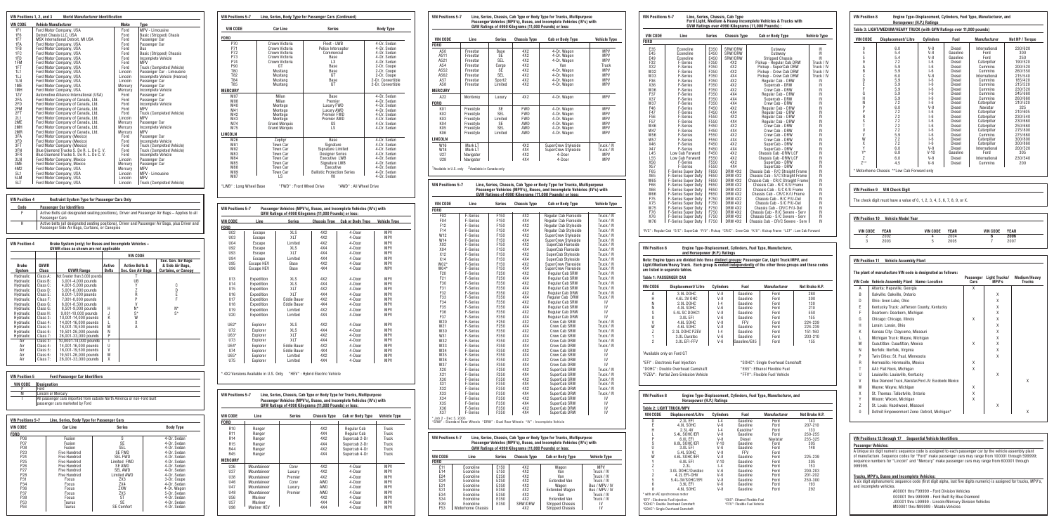| VIN Positions 1, 2 and 3 | World Manufacturer Identification | | |
|---|---|---|---|
| **VIN CODE** | **Vehicle Manufacturer** | **Make** | **Type** |
| 1FT | Ford Motor Company, USA | Ford | MPV - Limousine |
| 1F6 | Detroit Chassis LLC, USA | Ford | Basic (Stripped) Chassis |
| 1FD | MAX International, Detroit, MI USA | Ford | Passenger Car |
| 1FA | Ford Motor Company, USA | Ford | Passenger Car |
| 1FB | Ford Motor Company, USA | Ford | Bus |
| 1FC | Ford Motor Company, USA | Ford | Basic (Stripped) Chassis |
| 1FD | Ford Motor Company, USA | Ford | Incomplete Vehicle |
| 1FM | Ford Motor Company, USA | Ford | MPV |
| 1FT | Ford Motor Company, USA | Ford | Truck (Completed Vehicle) |
| 1LJ | Ford Motor Company, USA | Lincoln | Passenger Car – Limousine |
| 1LJ | Ford Motor Company, USA | Lincoln | Incomplete Vehicle (Hearse) |
| 1LN | Ford Motor Company, USA | Lincoln | Passenger Car |
| 1ME | Ford Motor Company, USA | Mercury | Passenger Car |
| 1MH | Ford Motor Company, USA | Mercury | Incomplete Vehicle |
| 1ZV | AutoAlliance International (USA) | Ford | Passenger Car |
| 2FA | Ford Motor Company of Canada, Ltd. | Ford | Passenger Car |
| 2FD | Ford Motor Company of Canada, Ltd. | Ford | Incomplete Vehicle |
| 2FM | Ford Motor Company of Canada, Ltd. | Ford | MPV |
| 2FT | Ford Motor Company of Canada, Ltd. | Ford | Truck (Completed Vehicle) |
| 2LJ | Ford Motor Company of Canada, Ltd. | Lincoln | Incomplete Vehicle |
| 2LM | Ford Motor Company of Canada, Ltd. | Lincoln | MPV |
| 2ME | Ford Motor Company of Canada, Ltd. | Mercury | Passenger Car |
| 2MH | Ford Motor Company of Canada, Ltd. | Mercury | Incomplete Vehicle |
| 2MR | Ford Motor Company of Canada, Ltd. | Mercury | MPV |
| 3FA | Ford Motor Company (Mexico) | Ford | Passenger Car |
| 3FD | Ford Motor Company (Mexico) | Ford | Incomplete Vehicle |
| 3FE | Ford Motor Company (Mexico) | Ford | Truck (Completed Vehicle) |
| 3FR | Blue Diamond Trucks S. De R. L. De C. V. | Ford | Truck (Completed Vehicle) |
| 3FR | Blue Diamond Trucks S. De R. L. De C. V. | Ford | Incomplete Vehicle |
| 3LN | Ford Motor Company, Mexico | Lincoln | Passenger Car |
| 3ME | Ford Motor Company, Mexico | Mercury | Passenger Car |
| 4M2 | Ford Motor Company, USA | Mercury | MPV |
| 5L1 | Ford Motor Company, USA | Lincoln | MPV - Limousine |
| 5LM | Ford Motor Company, USA | Lincoln | MPV |
| 5LT | Ford Motor Company, USA | Lincoln | Truck (Completed Vehicle) |

| VIN Position 4 | Restraint System Type for Passenger Cars Only |
|---|---|
| **Code** | **Passenger Car Identifiers** |
| F | Active Belts (all designated seating positions), Driver and Passenger Air Bags – Applies to all Passenger Cars |
| H | Active belts (all designated seating positions), Driver and Passenger Air Bags, plus Driver and Passenger Side Air Bags, Curtains, or Canopies |

**VIN Position 4 — Brake System (only) for Buses and Incomplete Vehicles – GVWR class as shown are not applicable**

| | | | VIN CODE | | |
|---|---|---|---|---|---|
| **Brake System** | **GVWR Class** | **GVWR Range** | **Active Belts** | **Active Belts & Sec. Gen Air Bags** | **Sec. Gen. Air Bags & Side Air Bags, Curtains or Canopy** |
| Hydraulic | Class A: | Not Greater than 3,000 pounds | | T | |
| Hydraulic | Class B: | 3,001-4,000 pounds | | U | B |
| Hydraulic | Class C: | 4,001-5,000 pounds | | Y | C |
| Hydraulic | Class D: | 5,001-6,000 pounds | | Z | D |
| Hydraulic | Class E: | 6,001-7,000 pounds | | R | E |
| Hydraulic | Class F: | 7,001-8,000 pounds | | P | F |
| Hydraulic | Class G: | 8,001-9,000 pounds | | V | G |
| Hydraulic | Class H: | 9,001-10,000 pounds | H | N* | N* |
| Hydraulic | Class 3: | 10,001-14,000 pounds | J | S* | S* |
| Hydraulic | Class 4: | 14,001-16,000 pounds | K | W | |
| Hydraulic | Class 5: | 16,001-19,500 pounds | L | X | |
| Hydraulic | Class 6: | 19,501-26,000 pounds | M | A | |
| Hydraulic | Class 7: | 26,001-33,000 pounds | P | | |
| Air | Class 3: | 10,001-14,000 pounds | | | |
| Air | Class 4: | 14,001-16,000 pounds | U | | |
| Air | Class 5: | 16,001-19,500 pounds | V | | |
| Air | Class 6: | 19,501-26,000 pounds | W | | |
| Air | Class 7: | 26,001-33,000 pounds | X | | |

| VIN Position 5 | Ford Passenger Car Identifiers |
|---|---|
| **VIN CODE** | **Designation** |
| P | Ford |
| M | Lincoln or Mercury |
| | All passenger cars imported from outside North America or non-Ford built passenger cars marketed by Ford |

**VIN Positions 5-7 — Line, Series, Body Type for Passenger Cars**

| VIN CODE | Car Line | Series | Body Type |
|---|---|---|---|
| **FORD** | | | |
| P06 | Fusion | S | 4-Dr. Sedan |
| P07 | Fusion | SE | 4-Dr. Sedan |
| P08 | Fusion | SEL | 4-Dr. Sedan |
| P23 | Five Hundred | SE FWD | 4-Dr. Sedan |
| P24 | Five Hundred | SEL FWD | 4-Dr. Sedan |
| P25 | Five Hundred | Limited FWD | 4-Dr. Sedan |
| P26 | Five Hundred | SE AWD | 4-Dr. Sedan |
| P27 | Five Hundred | SEL AWD | 4-Dr. Sedan |
| P28 | Five Hundred | Limited AWD | 4-Dr. Sedan |
| P31 | Focus | ZX3 | 3-Dr. Coupe |
| P34 | Focus | ZX4 | 4-Dr. Sedan |
| P36 | Focus | ZXW | 4-Dr. Wagon |
| P37 | Focus | ZX5 | 5-Dr. Sedan |
| P38 | Focus | ST | 4-Dr. Sedan |
| P53 | Taurus | SE | 4-Dr. Sedan |
| P56 | Taurus | SE Comfort | 4-Dr. Sedan |
| P70 | Crown Victoria | Fleet - LWB | 4-Dr. Sedan |
| P71 | Crown Victoria | Police Interceptor | 4-Dr. Sedan |
| P72 | Crown Victoria | Commercial | 4-Dr. Sedan |
| P73 | Crown Victoria | Base | 4-Dr. Sedan |
| P74 | Crown Victoria | LX | 4-Dr. Sedan |
| P90 | GT | Base | 2-Dr. Coupe |
| T80 | Mustang | Base | 2-Dr. Coupe |
| T82 | Mustang | GT | 2-Dr. Coupe |
| T84 | Mustang | Base | 2-Dr. Convertible |
| T85 | Mustang | GT | 2-Dr. Convertible |
| **MERCURY** | | | |
| M07 | Milan | Base | 4-Dr. Sedan |
| M08 | Milan | Premier | 4-Dr. Sedan |
| M40 | Montego | Luxury FWD | 4-Dr. Sedan |
| M41 | Montego | Luxury AWD | 4-Dr. Sedan |
| M42 | Montego | Premier FWD | 4-Dr. Sedan |
| M43 | Montego | Premier AWD | 4-Dr. Sedan |
| M74 | Grand Marquis | GS | 4-Dr. Sedan |
| M75 | Grand Marquis | LS | 4-Dr. Sedan |
| **LINCOLN** | | | |
| M26 | Zephyr | Base | 4-Dr. Sedan |
| M81 | Town Car | Signature | 4-Dr. Sedan |
| M82 | Town Car | Signature Limited | 4-Dr. Sedan |
| M83 | Town Car | Designer Series | 4-Dr. Sedan |
| M84 | Town Car | Executive LWB | 4-Dr. Sedan |
| M85 | Town Car | Signature LWB | 4-Dr. Sedan |
| M88 | Town Car | Executive | 4-Dr. Sedan |
| M89 | Town Car | Ballistic Protection Series | 4-Dr. Sedan |
| M87 | LS | V8 | 4-Dr. Sedan |

"LWB" : Long Wheel Base "FWD" : Front Wheel Drive "AWD" : All Wheel Drive

**VIN Positions 5-7 — Passenger Vehicles (MPV's), Buses, and Incomplete Vehicles (IV's) with GVWR Ratings of 4990 Kilograms (11,000 Pounds) or less:**

| VIN CODE | Line | Series | Chassis Type | Cab and Body Type | Vehicle Type |
|---|---|---|---|---|---|
| **FORD** | | | | | |
| U02 | Escape | XLS | 4X2 | 4-Door | MPV |
| U03 | Escape | XLT | 4X2 | 4-Door | MPV |
| U04 | Escape | Limited | 4X2 | 4-Door | MPV |
| U92 | Escape | XLS | 4X4 | 4-Door | MPV |
| U93 | Escape | XLT | 4X4 | 4-Door | MPV |
| U94 | Escape | Limited | 4X4 | 4-Door | MPV |
| U95 | Escape HEV | Base | 4X2 | 4-Door | MPV |
| U96 | Escape HEV | Base | 4X4 | 4-Door | MPV |
| U13 | Expedition | XLS | 4X2 | 4-Door | MPV |
| U14 | Expedition | XLS | 4X4 | 4-Door | MPV |
| U15 | Expedition | XLT | 4X2 | 4-Door | MPV |
| U16 | Expedition | XLT | 4X4 | 4-Door | MPV |
| U17 | Expedition | Eddie Bauer | 4X2 | 4-Door | MPV |
| U18 | Expedition | Eddie Bauer | 4X4 | 4-Door | MPV |
| U19 | Expedition | Limited | 4X2 | 4-Door | MPV |
| U20 | Expedition | Limited | 4X4 | 4-Door | MPV |
| U62* | Explorer | XLS | 4X2 | 4-Door | MPV |
| U72 | Explorer | XLS | 4X4 | 4-Door | MPV |
| U63* | Explorer | XLT | 4X2 | 4-Door | MPV |
| U73 | Explorer | XLT | 4X4 | 4-Door | MPV |
| U64* | Explorer | Eddie Bauer | 4X2 | 4-Door | MPV |
| U74 | Explorer | Eddie Bauer | 4X4 | 4-Door | MPV |
| U65* | Explorer | Limited | 4X2 | 4-Door | MPV |
| U75 | Explorer | Limited | 4X4 | 4-Door | MPV |

* 4X2 Versions Available in U.S. Only "HEV" : Hybrid Electric Vehicle

**VIN Positions 5-7 — Line, Series, Chassis, Cab or Body Type for Trucks, Multipurpose Passenger Vehicles (MPV's), Buses, and Incomplete Vehicles (IV's) with GVWR Ratings of 4990 Kilograms (11,000 Pounds) or less:**

| VIN CODE | Line | Series | Chassis Type | Cab or Body Type | Vehicle Type |
|---|---|---|---|---|---|
| **FORD** | | | | | |
| R10 | Ranger | | 4X2 | Regular Cab | Truck |
| R11 | Ranger | | 4X4 | Regular Cab | Truck |
| R14 | Ranger | | 4X2 | Supercab 2-Dr | Truck |
| R15 | Ranger | | 4X4 | Supercab 2-Dr | Truck |
| R44 | Ranger | | 4X2 | Supercab 4-Dr | Truck |
| R45 | Ranger | | 4X4 | Supercab 4-Dr | Truck |
| **MERCURY** | | | | | |
| U36 | Mountaineer | Conv | 4X2 | 4-Door | MPV |
| U37 | Mountaineer | Luxury | 4X2 | 4-Door | MPV |
| U38 | Mountaineer | Premier | 4X2 | 4-Door | MPV |
| U46 | Mountaineer | Conv | AWD | 4-Door | MPV |
| U47 | Mountaineer | Luxury | AWD | 4-Door | MPV |
| U48 | Mountaineer | Premier | AWD | 4-Door | MPV |
| U56 | Mariner | | 4X2 | 4-Door | MPV |
| U57 | Mariner | | 4X4 | 4-Door | MPV |
| U98 | Mariner HEV | | 4X4 | 4-Door | MPV |

**VIN Positions 5-7 — Line, Series, Chassis, Cab or Body Type for Trucks, Multipurpose Passenger Vehicles (MPV's), Buses, and Incomplete Vehicles (IV's) with GVWR Ratings of 4990 Kilograms (11,000 Pounds) or less:**

| VIN CODE | Line | Series | Chassis Type | Cab or Body Type | Vehicle Type |
|---|---|---|---|---|---|
| **FORD** | | | | | |
| A50 | Freestar | Base | 4X2 | 4-Dr. Wagon | MPV |
| A51[1] | Freestar | SE | 4X2 | 4-Dr. Wagon | MPV |
| A52[1] | Freestar | SEL | 4X2 | 4-Dr. Wagon | MPV |
| A54 | Freestar | Cargo | 4X2 | Van | Truck |
| A55[2] | Freestar | SE | 4X2 | 4-Dr. Wagon | MPV |
| A56[2] | Freestar | SEL | 4X2 | 4-Dr. Wagon | MPV |
| A57 | Freestar | Sport[2] | 4X2 | 4-Dr. Wagon | MPV |
| A58 | Freestar | Limited | 4X2 | 4-Dr. Wagon | MPV |
| **MERCURY** | | | | | |
| A22 | Monterey | Luxury | 4X2 | 4-Dr. Wagon | MPV |
| **FORD** | | | | | |
| K01 | Freestyle | SE | FWD | 4-Dr. Wagon | MPV |
| K02 | Freestyle | SEL | FWD | 4-Dr. Wagon | MPV |
| K03 | Freestyle | Limited | FWD | 4-Dr. Wagon | MPV |
| K04 | Freestyle | SE | AWD | 4-Dr. Wagon | MPV |
| K05 | Freestyle | SEL | AWD | 4-Dr. Wagon | MPV |
| K06 | Freestyle | Limited | AWD | 4-Dr. Wagon | MPV |
| **LINCOLN** | | | | | |
| W16 | Mark LT | | 4X2 | SuperCrew Styleside | Truck / IV |
| W18 | Mark LT | | 4X4 | SuperCrew Styleside | Truck / IV |
| U27 | Navigator | | 4X2 | 4-Door | MPV |
| U28 | Navigator | | 4X4 | 4-Door | MPV |

[1] Available in U.S. only [2] Available in Canada only

**VIN Positions 5-7 — Line, Series, Chassis, Cab or Body Type for Trucks, Multipurpose Passenger Vehicles (MPV's), Buses, and Incomplete Vehicles (IV's) with GVWR Ratings of 4990 Kilograms (11,000 Pounds) or less:**

| VIN CODE | Line | Series | Chassis Type | Cab or Body Type | Vehicle Type |
|---|---|---|---|---|---|
| **FORD** | | | | | |
| F02 | F-Series | F150 | 4X2 | Regular Cab Flareside | Truck / IV |
| F04 | F-Series | F150 | 4X4 | Regular Cab Flareside | Truck / IV |
| F12 | F-Series | F150 | 4X2 | Regular Cab Styleside | Truck / IV |
| F14 | F-Series | F150 | 4X4 | Regular Cab Styleside | Truck / IV |
| W12 | F-Series | F150 | 4X2 | SuperCrew Styleside | Truck / IV |
| W14 | F-Series | F150 | 4X4 | SuperCrew Styleside | Truck / IV |
| X02 | F-Series | F150 | 4X2 | SuperCab Flareside | Truck / IV |
| X04 | F-Series | F150 | 4X4 | SuperCab Flareside | Truck / IV |
| X12 | F-Series | F150 | 4X2 | SuperCab Styleside | Truck / IV |
| X14 | F-Series | F150 | 4X4 | SuperCab Styleside | Truck / IV |
| W02* | F-Series | F150 | 4X2 | SuperCrew Flareside | Truck / IV |
| W04* | F-Series | F150 | 4X4 | SuperCrew Flareside | Truck / IV |
| F20 | F-Series | F250 | 4X2 | Regular Cab SRW | Truck / IV |
| F21 | F-Series | F250 | 4X4 | Regular Cab SRW | Truck / IV |
| F30 | F-Series | F350 | 4X2 | Regular Cab SRW | Truck / IV |
| F31 | F-Series | F350 | 4X4 | Regular Cab SRW | Truck / IV |
| F32 | F-Series | F350 | 4X2 | Regular Cab DRW | Truck / IV |
| F33 | F-Series | F350 | 4X4 | Regular Cab DRW | Truck / IV |
| F34 | F-Series | F350 | 4X2 | Regular Cab SRW | IV |
| F35 | F-Series | F350 | 4X4 | Regular Cab SRW | IV |
| F36 | F-Series | F350 | 4X2 | Regular Cab DRW | IV |
| F37 | F-Series | F350 | 4X4 | Regular Cab DRW | IV |
| W20 | F-Series | F250 | 4X2 | Crew Cab SRW | Truck / IV |
| W21 | F-Series | F250 | 4X4 | Crew Cab SRW | Truck / IV |
| W30 | F-Series | F350 | 4X2 | Crew Cab SRW | Truck / IV |
| W31 | F-Series | F350 | 4X4 | Crew Cab SRW | Truck / IV |
| W32 | F-Series | F350 | 4X2 | Crew Cab DRW | Truck / IV |
| W33 | F-Series | F350 | 4X4 | Crew Cab DRW | Truck / IV |
| W34 | F-Series | F350 | 4X2 | Crew Cab SRW | IV |
| W35 | F-Series | F350 | 4X4 | Crew Cab SRW | IV |
| W36 | F-Series | F350 | 4X2 | Crew Cab DRW | IV |
| W37 | F-Series | F350 | 4X4 | Crew Cab DRW | IV |
| X20 | F-Series | F250 | 4X2 | SuperCab SRW | Truck / IV |
| X21 | F-Series | F250 | 4X4 | SuperCab SRW | Truck / IV |
| X30 | F-Series | F350 | 4X2 | SuperCab SRW | Truck / IV |
| X31 | F-Series | F350 | 4X4 | SuperCab SRW | Truck / IV |
| X32 | F-Series | F350 | 4X2 | SuperCab DRW | Truck / IV |
| X33 | F-Series | F350 | 4X4 | SuperCab DRW | Truck / IV |
| X34 | F-Series | F350 | 4X2 | SuperCab SRW | IV |
| X35 | F-Series | F350 | 4X4 | SuperCab SRW | IV |
| X36 | F-Series | F350 | 4X2 | SuperCab DRW | IV |
| X37 | F-Series | F350 | 4X4 | SuperCab DRW | IV |

* Job 2 – Dec 5, 2005
"SRW" : Standard Rear Wheels "DRW" : Dual Rear Wheels "IV" : Incomplete Vehicle

**VIN Positions 5-7 — Line, Series, Chassis, Cab or Body Type for Trucks, Multipurpose Passenger Vehicles (MPV's), Buses, and Incomplete Vehicles (IV's) with GVWR Ratings of 4990 Kilograms (11,000 Pounds) or less:**

| VIN CODE | Line | Series | Chassis Type | Cab or Body Type | Vehicle Type |
|---|---|---|---|---|---|
| **FORD** | | | | | |
| E11 | Econoline | E150 | 4X2 | Wagon | MPV |
| E14 | Econoline | E150 | 4X2 | Van | Truck / IV |
| E24 | Econoline | E250 | 4X2 | Van | Truck / IV |
| S24 | Econoline | E250 | 4X2 | Extended Van | Truck / IV |
| E31 | Econoline | E350 | 4X2 | Wagon | Bus / MPV / IV |
| S31 | Econoline | E350 | 4X2 | Extended Wagon | Bus / MPV / IV |
| E34 | Econoline | E350 | 4X2 | Van | Truck / IV |
| S34 | Econoline | E350 | 4X2 | Extended Van | Truck / IV |
| E39 | Econoline | E350 | SRW/DRW | Stripped Chassis | IV |
| F53 | Motorhome Chassis | | 4X2 | Stripped Chassis | IV |

**VIN Positions 5-7 — Line, Series, Chassis, Cab Type Ford Light, Medium & Heavy Incomplete Vehicles & Trucks with GVW Ratings over 4990 Kilograms (11,000 Pounds):**

| VIN CODE | Line | Series | Chassis Type | Cab or Body Type | Vehicle Type |
|---|---|---|---|---|---|
| **FORD** | | | | | |
| E35 | Econoline | E350 | SRW/DRW | Cutaway | IV |
| E45 | Econoline | E450 | SRW/DRW | Cutaway | IV |
| E49 | Econoline | E450 | SRW/DRW | Stripped Chassis | IV |
| F32 | F-Series | F350 | 4X2 | Pickup - Regular Cab DRW | Truck / IV |
| X32 | F-Series | F350 | 4X2 | Pickup - SuperCab DRW | Truck / IV |
| W32 | F-Series | F350 | 4X2 | Pickup - Crew Cab DRW | Truck / IV |
| W33 | F-Series | F350 | 4X4 | Pickup - Crew Cab DRW | Truck / IV |
| F36 | F-Series | F350 | 4X2 | Regular Cab - DRW | IV |
| X36 | F-Series | F350 | 4X2 | Supercab - DRW | IV |
| W36 | F-Series | F350 | 4X2 | Crew Cab - DRW | IV |
| F37 | F-Series | F350 | 4X4 | Regular Cab - DRW | IV |
| X37 | F-Series | F350 | 4X4 | Supercab - DRW | IV |
| W37 | F-Series | F350 | 4X4 | Crew Cab - DRW | IV |
| F46 | F-Series | F450 | 4X2 | Regular Cab - DRW | IV |
| F47 | F-Series | F450 | 4X4 | Regular Cab - DRW | IV |
| F56 | F-Series | F550 | 4X2 | Regular Cab - DRW | IV |
| F57 | F-Series | F550 | 4X4 | Regular Cab - DRW | IV |
| W46 | F-Series | F450 | 4X2 | Crew Cab - DRW | IV |
| W47 | F-Series | F450 | 4X4 | Crew Cab - DRW | IV |
| W56 | F-Series | F550 | 4X2 | Crew Cab - DRW | IV |
| W57 | F-Series | F550 | 4X4 | Crew Cab - DRW | IV |
| X46 | F-Series | F450 | 4X2 | Super Cab - DRW | IV |
| X47 | F-Series | F450 | 4X4 | Super Cab - DRW | IV |
| L45 | Low Cab Forward | F450 | 4X2 | Chassis Cab - DRW LCF | IV |
| L55 | Low Cab Forward | F550 | 4X2 | Chassis Cab - DRW LCF | IV |
| X56 | F-Series | F550 | 4X2 | Super Cab - DRW | IV |
| X57 | F-Series | F550 | 4X4 | Super Cab - DRW | IV |
| F65 | F-Series Super Duty | F650 | DRW 4X2 | Chassis Cab - R/C Straight Frame | IV |
| X65 | F-Series Super Duty | F650 | DRW 4X2 | Chassis Cab - S/C Straight Frame | IV |
| W65 | F-Series Super Duty | F650 | DRW 4X2 | Chassis Cab - CR/C Straight Frame | IV |
| F66 | F-Series Super Duty | F650 | DRW 4X2 | Chassis Cab - R/C K/U Frame | IV |
| X66 | F-Series Super Duty | F650 | DRW 4X2 | Chassis Cab - S/C K/U Frame | IV |
| W66 | F-Series Super Duty | F650 | DRW 4X2 | Chassis Cab - CR/C K/U Frame | IV |
| F75 | F-Series Super Duty | F750 | DRW 4X2 | Chassis Cab - R/C P/U-Del | IV |
| X75 | F-Series Super Duty | F750 | DRW 4X2 | Chassis Cab - S/C P/U-Del | IV |
| W75 | F-Series Super Duty | F750 | DRW 4X2 | Chassis Cab - CR/C P/U-Del | IV |
| F76 | F-Series Super Duty | F750 | DRW 4X2 | Chassis Cab - R/C Severe - Serv | IV |
| X76 | F-Series Super Duty | F750 | DRW 4X2 | Chassis Cab - S/C Severe - Serv | IV |
| W76 | F-Series Super Duty | F750 | DRW 4X2 | Chassis Cab - CR/C Severe - Serv | IV |

"R/C" : Regular Cab "S/C" : SuperCab "P/U" : Pickup "CR/C" : Crew Cab "K/U" : Kickup Frame "LCF" : Low Cab Forward

**VIN Position 8 — Engine Type-Displacement, Cylinders, Fuel, Manufacturer, and Horsepower (H.P.) Ratings**

Note: Engine types are divided into three distinct groups: Passenger Car, Light Truck/MPV, and Light/Medium/Heavy Truck. Each group is coded independently of the other three groups and these codes are listed in separate tables.

**Table 1: PASSENGER CAR**

| VIN CODE | Displacement/ Liter | Cylinders | Fuel | Manufacturer | Net Brake H.P. |
|---|---|---|---|---|---|
| A | 3.9L DOHC | V-8 | Gasoline | Ford | 280 |
| H | 4.6L 3V OHC | V-8 | Gasoline | Ford | 300 |
| N | 2.0L DOHC | I-4 | Gasoline | Ford | 130 |
| N | 4.0L SOHC | V-6 | Gasoline | Ford | 210 |
| S | 5.4L SC DOHC* | V-8 | Gasoline | Ford | 550 |
| U | 3.0L EFI | V-6 | Gasoline | Ford | 155 |
| V | 4.6L SOHC | V-8 | FFV | Ford | 224-239 |
| W | 4.6L SOHC | V-8 | Gasoline | Ford | 224-239 |
| Z | 2.3L DOHC PZEV | I-4 | Gasoline | Ford | 151-160 |
| 1 | 3.0L Duratec | V-6 | Gasoline | Ford | 203-210 |
| 2 | 3.0L EFI-FFV | V-6 | Gasoline/E85 | Ford | 155 |

*Available only on Ford GT

"EFI" : Electronic Fuel Injection "SOHC" : Single Overhead Camshaft
"DOHC" : Double Overhead Camshaft "E85" : Ethanol Flexible Fuel
"PZEV" : Partial Zero Emission Vehicle "FFV" : Flexible Fuel Vehicle

**VIN Position 8 — Engine Type-Displacement, Cylinders, Fuel, Manufacturer, and Horsepower (H.P.) Ratings**

**Table 2: LIGHT TRUCK/MPV**

| VIN CODE | Displacement/Liter | Cylinders | Fuel | Manufacturer | Net Brake H.P. |
|---|---|---|---|---|---|
| D | 2.3L EFI | I-4 | Gasoline | Ford | 143 |
| E | 4.0L SOHC | V-6 | Gasoline | Ford | 207-210 |
| H | 2.3L 4V | I-4 | Gasoline* | Ford | 133 |
| L | 5.4L SOHC EFI | V-8 | Gasoline | Ford | 250-255 |
| P | 6.0L EFI | V-8 | Diesel | Navistar | 235-325 |
| S | 6.8L SOHC EFI | V-10 | Gasoline | Ford | 305 |
| U | 3.0L EFI | V-6 | Gasoline | Ford | 148 |
| V | 5.4L SOHC | V-8 | FFV | Ford | |
| W | 4.6L SOHC EFI | V-8 | Gasoline | Ford | 225-239 |
| Y | 6.8L EFI | V-10 | Gasoline | Ford | 305 |
| Z | 2.3L | I-4 | Gasoline | Ford | 153 |
| 1 | 3.0L DOHC/Duratec | V-6 | Gasoline | Ford | 200-203 |
| 2 | 4.2L EFI-OHV | V-6 | Gasoline | Ford | 201-202 |
| 5 | 5.4L 3V DOHC/EFI | V-8 | Gasoline | Ford | 250-300 |
| 7 | 3.9L EFI | V-6 | Gasoline | Ford | 193 |
| 8 | 4.6L SOHC | V-8 | Gasoline | Ford | 292 |

* with an AC synchronous motor
"EFI" : Electronic Fuel Injection "E85" : Ethanol Flexible Fuel
"DOHC" : Double Overhead Camshaft "FFV" : Flexible Fuel Vehicle
"SOHC" : Single Overhead Camshaft

**VIN Position 8 — Engine Type-Displacement, Cylinders, Fuel Type, Manufacturer, and Horsepower (H.P.) Ratings**

**Table 3: LIGHT/MEDIUM/HEAVY TRUCK (GVW Ratings over 11,000 pounds)**

| VIN CODE | Displacement/ Liter | Cylinders | Fuel | Manufacturer | Net HP / Torque |
|---|---|---|---|---|---|
| D | 6.0 | V-8 | Diesel | International | 230/620 |
| L | 5.4 | V-8 | Gasoline | Ford | 300 |
| S | 6.8 | V-10 | Gasoline | Ford | 250 |
| 9 | 7.2 | I-6 | Diesel | Caterpillar | 190/520 |
| A | 5.9 | I-6 | Diesel | Cummins | 200/520 |
| B | 5.9 | I-6 | Diesel | Cummins | 260/550 |
| C | 6.0 | V-8 | Diesel | International | 215/540 |
| D | 5.9 | I-6 | Diesel | Cummins | 185/420 |
| E | 5.9 | I-6 | Diesel | Cummins | 215/520 |
| F | 5.9 | I-6 | Diesel | Cummins | 230/520 |
| G | 5.9 | I-6 | Diesel | Cummins | 245/660 |
| H | 5.9 | I-6 | Diesel | Cummins | 260/660 |
| N | 7.2 | I-6 | Diesel | Caterpillar | 210/520 |
| P | 6.0 | V-8 | Diesel | Navistar | 325 |
| Q | 7.2 | I-6 | Diesel | Caterpillar | 210/605 |
| R | 7.2 | I-6 | Diesel | Caterpillar | 230/540 |
| S | 7.2 | I-6 | Diesel | Caterpillar | 230/660 |
| T | 7.2 | I-6 | Diesel | Caterpillar | 250/660 |
| U | 7.2 | I-6 | Diesel | Caterpillar | 275/800 |
| V | 7.2 | I-6 | Diesel | Caterpillar | 275/800 |
| W | 7.2 | I-6 | Diesel | Caterpillar | 300/800 |
| X | 7.2 | I-6 | Diesel | Caterpillar | 300/860 |
| Y | 6.0 | V-8 | Diesel | International | 300/620 |
| Y* | 6.8 | V-10 | Gasoline | Ford | 305 |
| Z | 6.0 | V-8 | Diesel | International | 230/540 |
| Z** | 4.5 | V-6 | Diesel | Cummins | 200 |

* Motorhome Chassis **Low Cab Forward Only

**VIN Position 9 — VIN Check Digit**

The check digit must have a value of 0, 1, 2, 3, 4, 5, 6, 7, 8, 9, or X.

**VIN Position 10 — Vehicle Model Year**

| VIN CODE | YEAR | VIN CODE | YEAR | VIN CODE | YEAR |
|---|---|---|---|---|---|
| 2 | 2002 | 4 | 2004 | 6 | 2006 |
| 3 | 2003 | 5 | 2005 | 7 | 2007 |

**VIN Position 11 — Vehicle Assembly Plant**

The plant of manufacture VIN code is designated as follows:

| VIN Code | Vehicle Assembly Plant Name: Location | Passenger Cars | Light Trucks/ MPV's | Medium/Heavy Trucks |
|---|---|---|---|---|
| A | Atlanta: Hapeville, Georgia | X | | |
| B | Oakville: Oakville, Ontario | | X | |
| D | Ohio: Avon Lake, Ohio | | X | |
| E | Kentucky Truck: Jefferson County, Kentucky | | X | |
| F | Dearborn: Dearborn, Michigan | | X | |
| G | Chicago: Chicago, Illinois | X | X | |
| H | Lorain: Lorain, Ohio | | X | |
| K | Kansas City: Claycomo, Missouri | | X | |
| L | Michigan Truck: Wayne, Michigan | | X | |
| M | Cuautitlan: Cuautitlan, Mexico | X | X | |
| N | Norfolk: Norfolk, Virginia | | X | |
| P | Twin Cities: St. Paul, Minnesota | | X | |
| R | Hermosillo: Hermosillo, Mexico | X | X | |
| T | AAI: Flat Rock, Michigan | X | | |
| U | Louisville: Louisville, Kentucky | | X | |
| V | Blue Diamond Truck, Navistar/Ford JV: Escobedo Mexico | | | X |
| W | Wayne: Wayne, Michigan | X | | |
| X | St. Thomas: Talbotville, Ontario | X | | |
| Y | Wixom: Wixom, Michigan | X | | |
| Z | St. Louis: Hazelwood, Missouri | | X | |
| 0 | Detroit Empowerment Zone: Detroit, Michigan* | | | X |

**VIN Positions 12 through 17 — Sequential Vehicle Identifiers**

**Passenger Vehicles:**

A Unique six digit numeric sequence code is assigned to each passenger car by the vehicle assembly plant of manufacture. Sequence codes for "Ford" make passenger cars may range from 100001 through 599999; sequence numbers for "Lincoln" and "Mercury" make passenger cars may range from 600001 through 999999.

**Trucks, MPV's, Buses and Incomplete Vehicles:**

A six digit alphanumeric sequence code (first digit alpha, last five digits numeric) is assigned to the trucks, MPV's, and incomplete vehicles.

A00001 thru F99999 - Ford Division Vehicles
G00001 thru H99999 - Ford Built By Blue Diamond
J00001 thru L99999 - Lincoln/Mercury Division Vehicles
M00001 thru N99999 - Mazda Vehicles